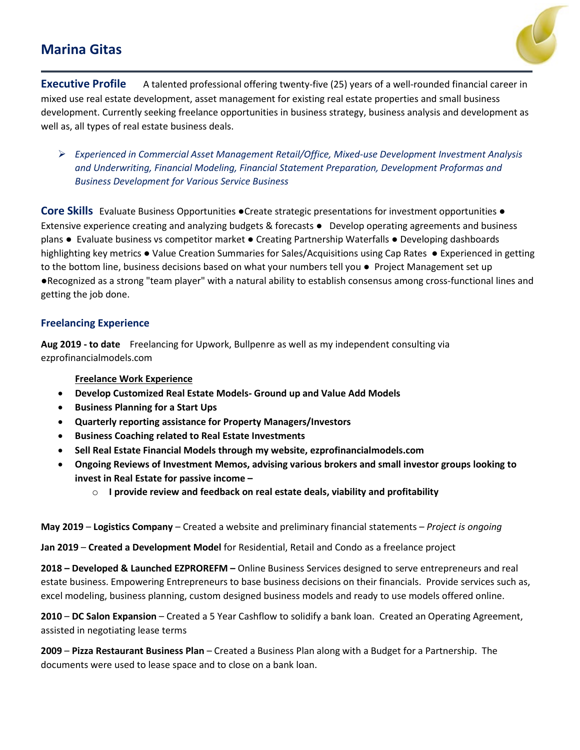# Marina Gitas

**Executive Profile** A talented professional offering twenty-five (25) years of a well-rounded financial career in mixed use real estate development, asset management for existing real estate properties and small business development. Currently seeking freelance opportunities in business strategy, business analysis and development as well as, all types of real estate business deals.

- *Experienced in Commercial Asset Management Retail/Office, Mixed-use Development Investment Analysis and Underwriting, Financial Modeling, Financial Statement Preparation, Development Proformas and Business Development for Various Service Business*

**Core Skills** Evaluate Business Opportunities ●Create strategic presentations for investment opportunities ● Extensive experience creating and analyzing budgets & forecasts ● Develop operating agreements and business plans ● Evaluate business vs competitor market ● Creating Partnership Waterfalls ● Developing dashboards highlighting key metrics ● Value Creation Summaries for Sales/Acquisitions using Cap Rates ● Experienced in getting to the bottom line, business decisions based on what your numbers tell you ● Project Management set up ●Recognized as a strong "team player" with a natural ability to establish consensus among cross-functional lines and getting the job done.

## Freelancing Experience

**Aug 2019 - to date** Freelancing for Upwork, Bullpenre as well as my independent consulting via ezprofinancialmodels.com

**Freelance Work Experience**

- **Develop Customized Real Estate Models- Ground up and Value Add Models**
- **Business Planning for a Start Ups**
- **Quarterly reporting assistance for Property Managers/Investors**
- **Business Coaching related to Real Estate Investments**
- **Sell Real Estate Financial Models through my website, ezprofinancialmodels.com**
- **Ongoing Reviews of Investment Memos, advising various brokers and small investor groups looking to invest in Real Estate for passive income –**
  - **I provide review and feedback on real estate deals, viability and profitability**

**May 2019** – **Logistics Company** – Created a website and preliminary financial statements – *Project is ongoing*

**Jan 2019** – **Created a Development Model** for Residential, Retail and Condo as a freelance project

**2018 – Developed & Launched EZPROREFM –** Online Business Services designed to serve entrepreneurs and real estate business. Empowering Entrepreneurs to base business decisions on their financials. Provide services such as, excel modeling, business planning, custom designed business models and ready to use models offered online.

**2010** – **DC Salon Expansion** – Created a 5 Year Cashflow to solidify a bank loan. Created an Operating Agreement, assisted in negotiating lease terms

**2009** – **Pizza Restaurant Business Plan** – Created a Business Plan along with a Budget for a Partnership. The documents were used to lease space and to close on a bank loan.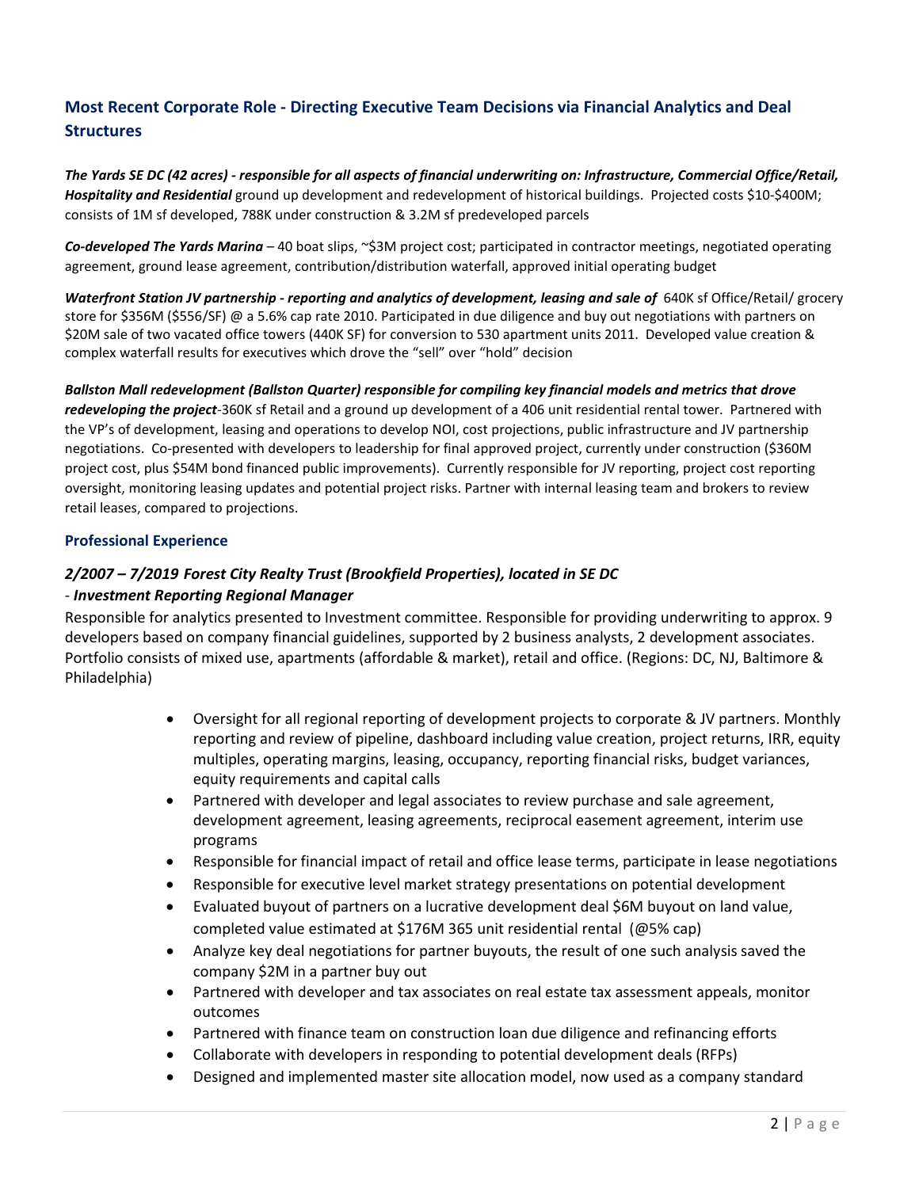## Most Recent Corporate Role - Directing Executive Team Decisions via Financial Analytics and Deal Structures

***The Yards SE DC (42 acres) - responsible for all aspects of financial underwriting on: Infrastructure, Commercial Office/Retail, Hospitality and Residential*** ground up development and redevelopment of historical buildings. Projected costs $10-$400M; consists of 1M sf developed, 788K under construction & 3.2M sf predeveloped parcels

***Co-developed The Yards Marina*** – 40 boat slips, ~$3M project cost; participated in contractor meetings, negotiated operating agreement, ground lease agreement, contribution/distribution waterfall, approved initial operating budget

***Waterfront Station JV partnership - reporting and analytics of development, leasing and sale of*** 640K sf Office/Retail/ grocery store for $356M ($556/SF) @ a 5.6% cap rate 2010. Participated in due diligence and buy out negotiations with partners on $20M sale of two vacated office towers (440K SF) for conversion to 530 apartment units 2011. Developed value creation & complex waterfall results for executives which drove the "sell" over "hold" decision

***Ballston Mall redevelopment (Ballston Quarter) responsible for compiling key financial models and metrics that drove redeveloping the project***-360K sf Retail and a ground up development of a 406 unit residential rental tower. Partnered with the VP's of development, leasing and operations to develop NOI, cost projections, public infrastructure and JV partnership negotiations. Co-presented with developers to leadership for final approved project, currently under construction ($360M project cost, plus $54M bond financed public improvements). Currently responsible for JV reporting, project cost reporting oversight, monitoring leasing updates and potential project risks. Partner with internal leasing team and brokers to review retail leases, compared to projections.

### Professional Experience

***2/2007 – 7/2019 Forest City Realty Trust (Brookfield Properties), located in SE DC***
***- Investment Reporting Regional Manager***

Responsible for analytics presented to Investment committee. Responsible for providing underwriting to approx. 9 developers based on company financial guidelines, supported by 2 business analysts, 2 development associates. Portfolio consists of mixed use, apartments (affordable & market), retail and office. (Regions: DC, NJ, Baltimore & Philadelphia)

- Oversight for all regional reporting of development projects to corporate & JV partners. Monthly reporting and review of pipeline, dashboard including value creation, project returns, IRR, equity multiples, operating margins, leasing, occupancy, reporting financial risks, budget variances, equity requirements and capital calls
- Partnered with developer and legal associates to review purchase and sale agreement, development agreement, leasing agreements, reciprocal easement agreement, interim use programs
- Responsible for financial impact of retail and office lease terms, participate in lease negotiations
- Responsible for executive level market strategy presentations on potential development
- Evaluated buyout of partners on a lucrative development deal $6M buyout on land value, completed value estimated at $176M 365 unit residential rental (@5% cap)
- Analyze key deal negotiations for partner buyouts, the result of one such analysis saved the company $2M in a partner buy out
- Partnered with developer and tax associates on real estate tax assessment appeals, monitor outcomes
- Partnered with finance team on construction loan due diligence and refinancing efforts
- Collaborate with developers in responding to potential development deals (RFPs)
- Designed and implemented master site allocation model, now used as a company standard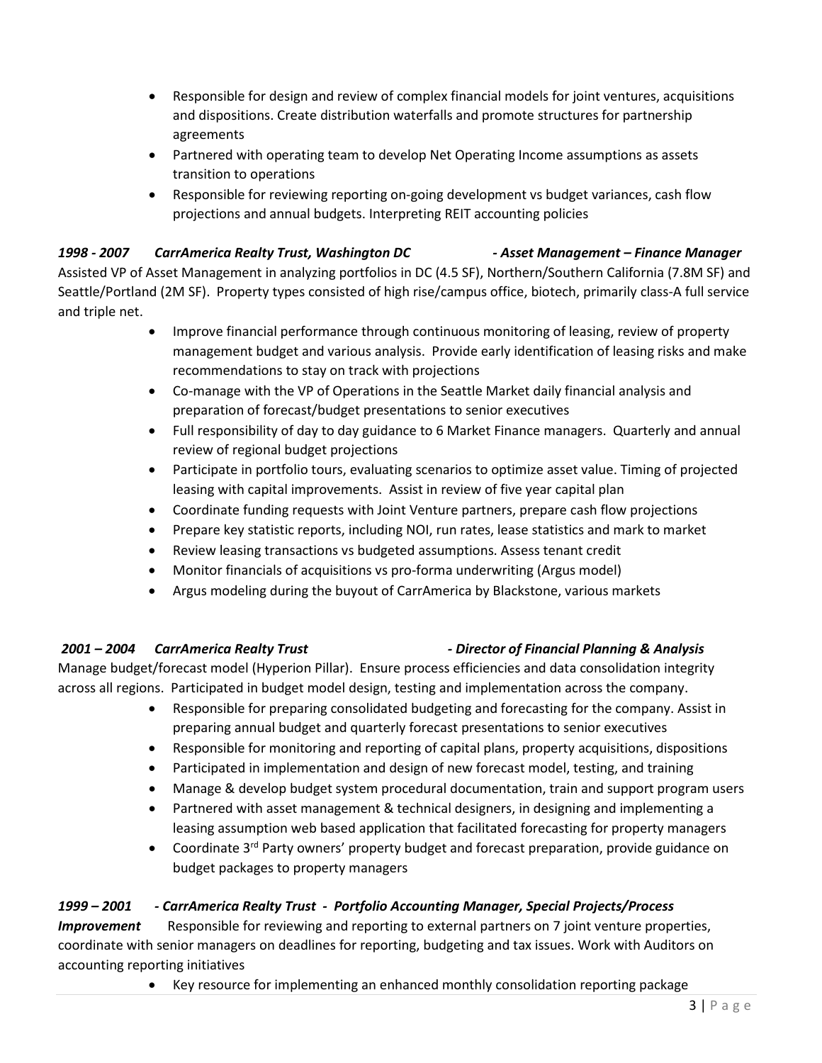- Responsible for design and review of complex financial models for joint ventures, acquisitions and dispositions. Create distribution waterfalls and promote structures for partnership agreements
- Partnered with operating team to develop Net Operating Income assumptions as assets transition to operations
- Responsible for reviewing reporting on-going development vs budget variances, cash flow projections and annual budgets. Interpreting REIT accounting policies

***1998 - 2007 CarrAmerica Realty Trust, Washington DC - Asset Management – Finance Manager***

Assisted VP of Asset Management in analyzing portfolios in DC (4.5 SF), Northern/Southern California (7.8M SF) and Seattle/Portland (2M SF). Property types consisted of high rise/campus office, biotech, primarily class-A full service and triple net.

- Improve financial performance through continuous monitoring of leasing, review of property management budget and various analysis. Provide early identification of leasing risks and make recommendations to stay on track with projections
- Co-manage with the VP of Operations in the Seattle Market daily financial analysis and preparation of forecast/budget presentations to senior executives
- Full responsibility of day to day guidance to 6 Market Finance managers. Quarterly and annual review of regional budget projections
- Participate in portfolio tours, evaluating scenarios to optimize asset value. Timing of projected leasing with capital improvements. Assist in review of five year capital plan
- Coordinate funding requests with Joint Venture partners, prepare cash flow projections
- Prepare key statistic reports, including NOI, run rates, lease statistics and mark to market
- Review leasing transactions vs budgeted assumptions. Assess tenant credit
- Monitor financials of acquisitions vs pro-forma underwriting (Argus model)
- Argus modeling during the buyout of CarrAmerica by Blackstone, various markets

***2001 – 2004 CarrAmerica Realty Trust - Director of Financial Planning & Analysis***

Manage budget/forecast model (Hyperion Pillar). Ensure process efficiencies and data consolidation integrity across all regions. Participated in budget model design, testing and implementation across the company.

- Responsible for preparing consolidated budgeting and forecasting for the company. Assist in preparing annual budget and quarterly forecast presentations to senior executives
- Responsible for monitoring and reporting of capital plans, property acquisitions, dispositions
- Participated in implementation and design of new forecast model, testing, and training
- Manage & develop budget system procedural documentation, train and support program users
- Partnered with asset management & technical designers, in designing and implementing a leasing assumption web based application that facilitated forecasting for property managers
- Coordinate 3rd Party owners' property budget and forecast preparation, provide guidance on budget packages to property managers

***1999 – 2001 - CarrAmerica Realty Trust - Portfolio Accounting Manager, Special Projects/Process Improvement*** Responsible for reviewing and reporting to external partners on 7 joint venture properties, coordinate with senior managers on deadlines for reporting, budgeting and tax issues. Work with Auditors on accounting reporting initiatives

- Key resource for implementing an enhanced monthly consolidation reporting package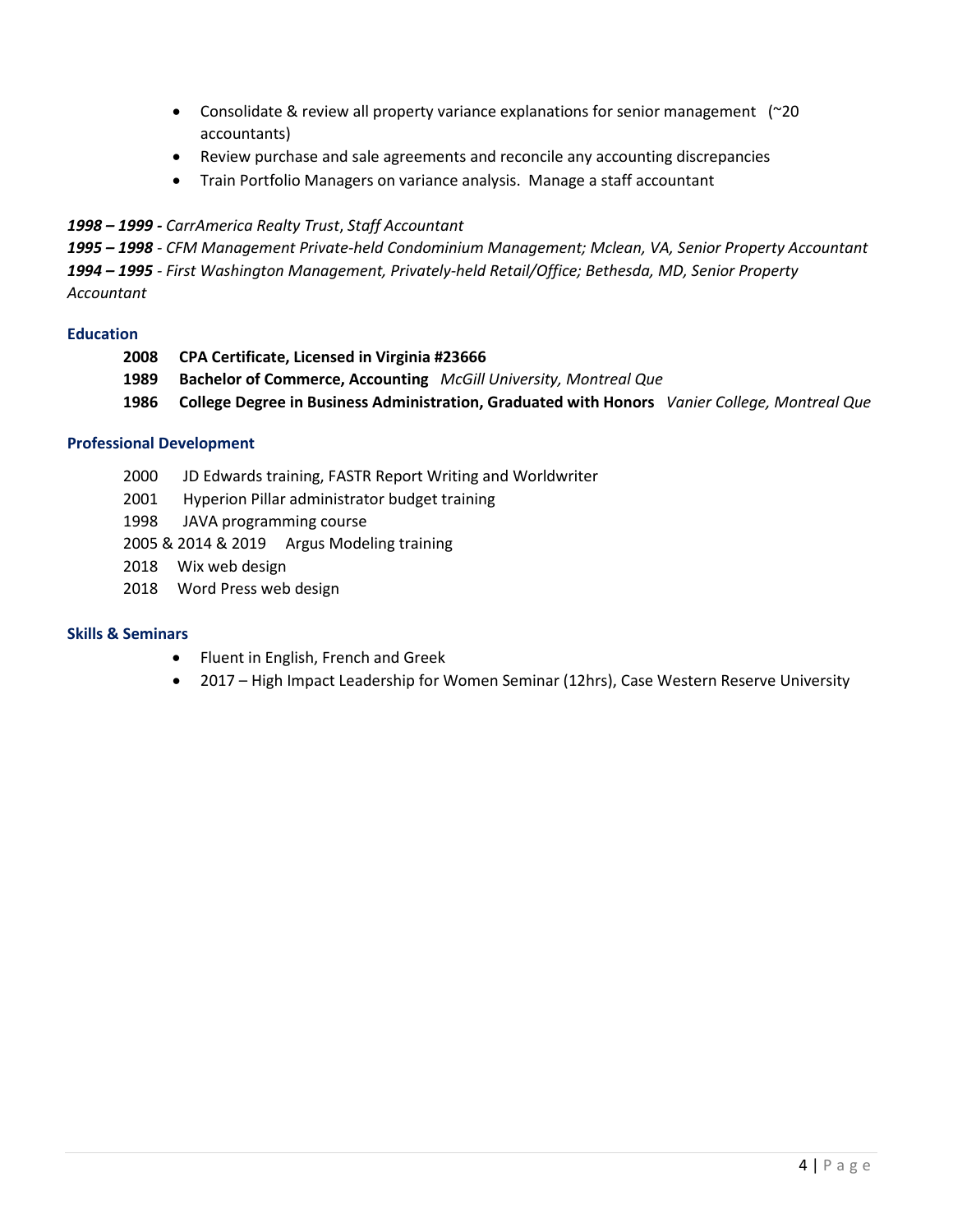- Consolidate & review all property variance explanations for senior management (~20 accountants)
- Review purchase and sale agreements and reconcile any accounting discrepancies
- Train Portfolio Managers on variance analysis. Manage a staff accountant

***1998 – 1999 -*** *CarrAmerica Realty Trust*, *Staff Accountant*

***1995 – 1998*** *- CFM Management Private-held Condominium Management; Mclean, VA, Senior Property Accountant*

***1994 – 1995*** *- First Washington Management, Privately-held Retail/Office; Bethesda, MD, Senior Property Accountant*

## Education

**2008 CPA Certificate, Licensed in Virginia #23666**

**1989 Bachelor of Commerce, Accounting** *McGill University, Montreal Que*

**1986 College Degree in Business Administration, Graduated with Honors** *Vanier College, Montreal Que*

## Professional Development

2000 JD Edwards training, FASTR Report Writing and Worldwriter

2001 Hyperion Pillar administrator budget training

1998 JAVA programming course

2005 & 2014 & 2019 Argus Modeling training

2018 Wix web design

2018 Word Press web design

## Skills & Seminars

- Fluent in English, French and Greek
- 2017 – High Impact Leadership for Women Seminar (12hrs), Case Western Reserve University